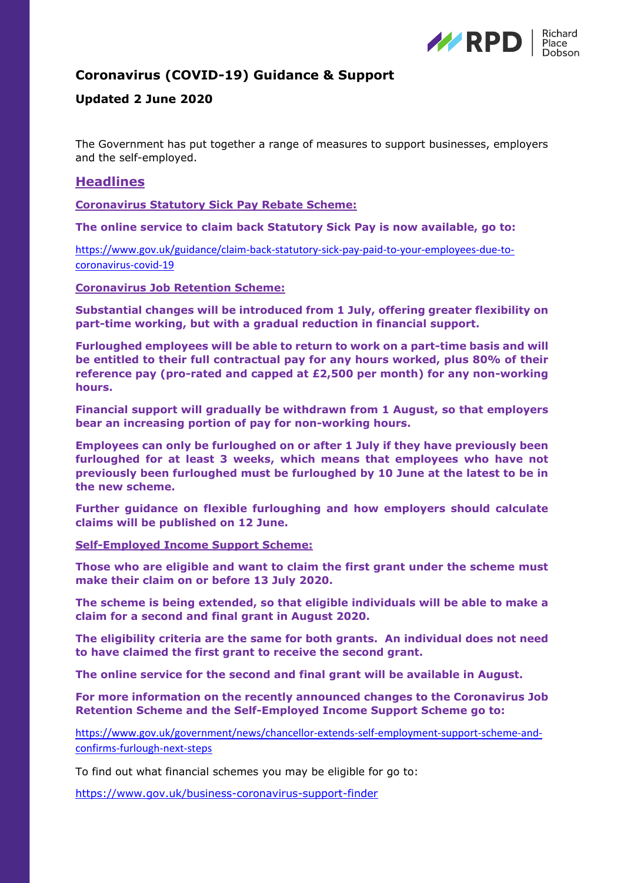# Coronavirus (COVID-19) Guidance & Support

**Updated 2 June 2020**

The Government has put together a range of measures to support businesses, employers and the self-employed.

## Headlines

### Coronavirus Statutory Sick Pay Rebate Scheme:

**The online service to claim back Statutory Sick Pay is now available, go to:**

https://www.gov.uk/guidance/claim-back-statutory-sick-pay-paid-to-your-employees-due-to-coronavirus-covid-19

### Coronavirus Job Retention Scheme:

**Substantial changes will be introduced from 1 July, offering greater flexibility on part-time working, but with a gradual reduction in financial support.**

**Furloughed employees will be able to return to work on a part-time basis and will be entitled to their full contractual pay for any hours worked, plus 80% of their reference pay (pro-rated and capped at £2,500 per month) for any non-working hours.**

**Financial support will gradually be withdrawn from 1 August, so that employers bear an increasing portion of pay for non-working hours.**

**Employees can only be furloughed on or after 1 July if they have previously been furloughed for at least 3 weeks, which means that employees who have not previously been furloughed must be furloughed by 10 June at the latest to be in the new scheme.**

**Further guidance on flexible furloughing and how employers should calculate claims will be published on 12 June.**

### Self-Employed Income Support Scheme:

**Those who are eligible and want to claim the first grant under the scheme must make their claim on or before 13 July 2020.**

**The scheme is being extended, so that eligible individuals will be able to make a claim for a second and final grant in August 2020.**

**The eligibility criteria are the same for both grants. An individual does not need to have claimed the first grant to receive the second grant.**

**The online service for the second and final grant will be available in August.**

**For more information on the recently announced changes to the Coronavirus Job Retention Scheme and the Self-Employed Income Support Scheme go to:**

https://www.gov.uk/government/news/chancellor-extends-self-employment-support-scheme-and-confirms-furlough-next-steps

To find out what financial schemes you may be eligible for go to:

https://www.gov.uk/business-coronavirus-support-finder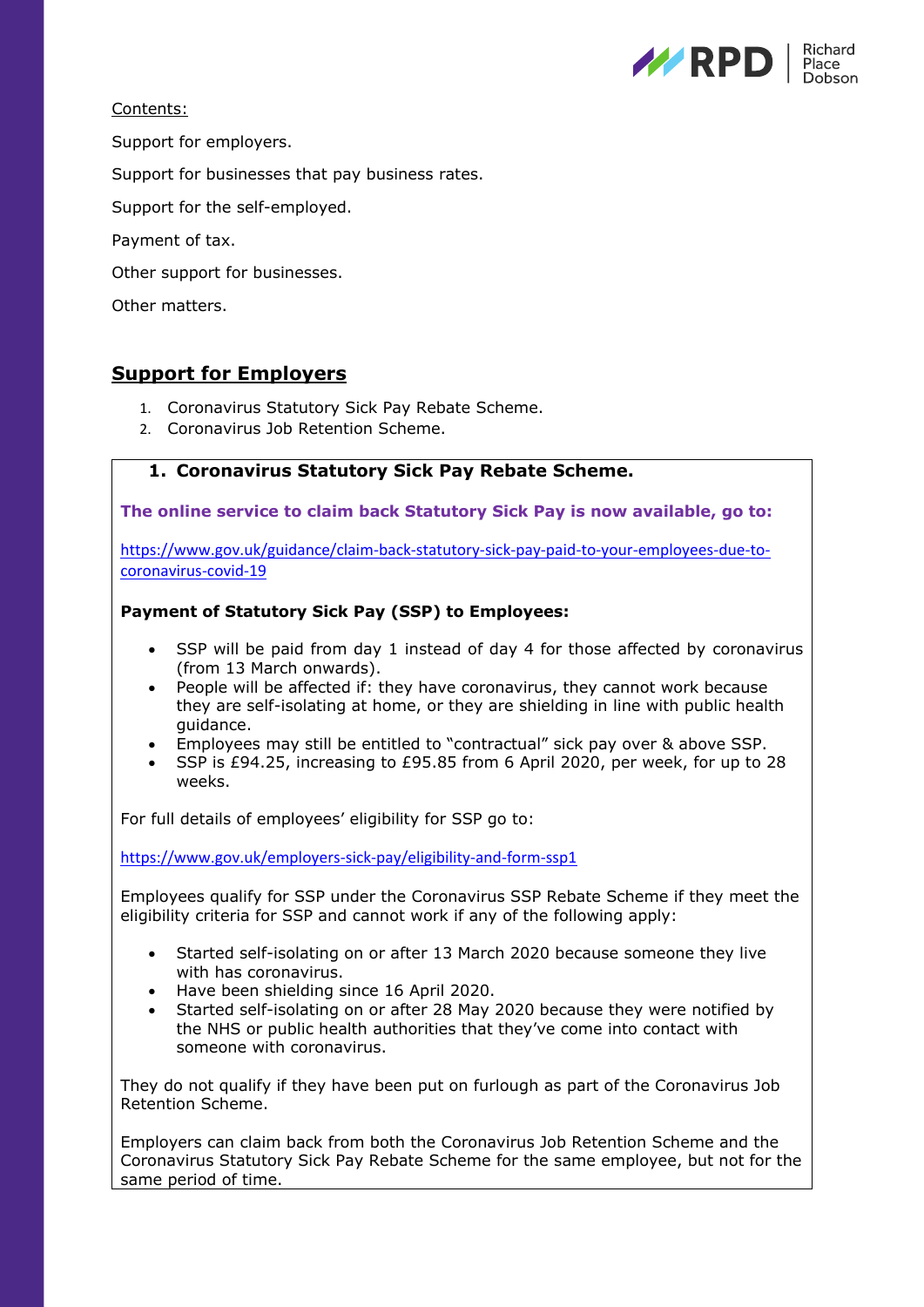Contents:

Support for employers.

Support for businesses that pay business rates.

Support for the self-employed.

Payment of tax.

Other support for businesses.

Other matters.

## Support for Employers

1. Coronavirus Statutory Sick Pay Rebate Scheme.
2. Coronavirus Job Retention Scheme.

### 1. Coronavirus Statutory Sick Pay Rebate Scheme.

**The online service to claim back Statutory Sick Pay is now available, go to:**

https://www.gov.uk/guidance/claim-back-statutory-sick-pay-paid-to-your-employees-due-to-coronavirus-covid-19

**Payment of Statutory Sick Pay (SSP) to Employees:**

- SSP will be paid from day 1 instead of day 4 for those affected by coronavirus (from 13 March onwards).
- People will be affected if: they have coronavirus, they cannot work because they are self-isolating at home, or they are shielding in line with public health guidance.
- Employees may still be entitled to "contractual" sick pay over & above SSP.
- SSP is £94.25, increasing to £95.85 from 6 April 2020, per week, for up to 28 weeks.

For full details of employees' eligibility for SSP go to:

https://www.gov.uk/employers-sick-pay/eligibility-and-form-ssp1

Employees qualify for SSP under the Coronavirus SSP Rebate Scheme if they meet the eligibility criteria for SSP and cannot work if any of the following apply:

- Started self-isolating on or after 13 March 2020 because someone they live with has coronavirus.
- Have been shielding since 16 April 2020.
- Started self-isolating on or after 28 May 2020 because they were notified by the NHS or public health authorities that they've come into contact with someone with coronavirus.

They do not qualify if they have been put on furlough as part of the Coronavirus Job Retention Scheme.

Employers can claim back from both the Coronavirus Job Retention Scheme and the Coronavirus Statutory Sick Pay Rebate Scheme for the same employee, but not for the same period of time.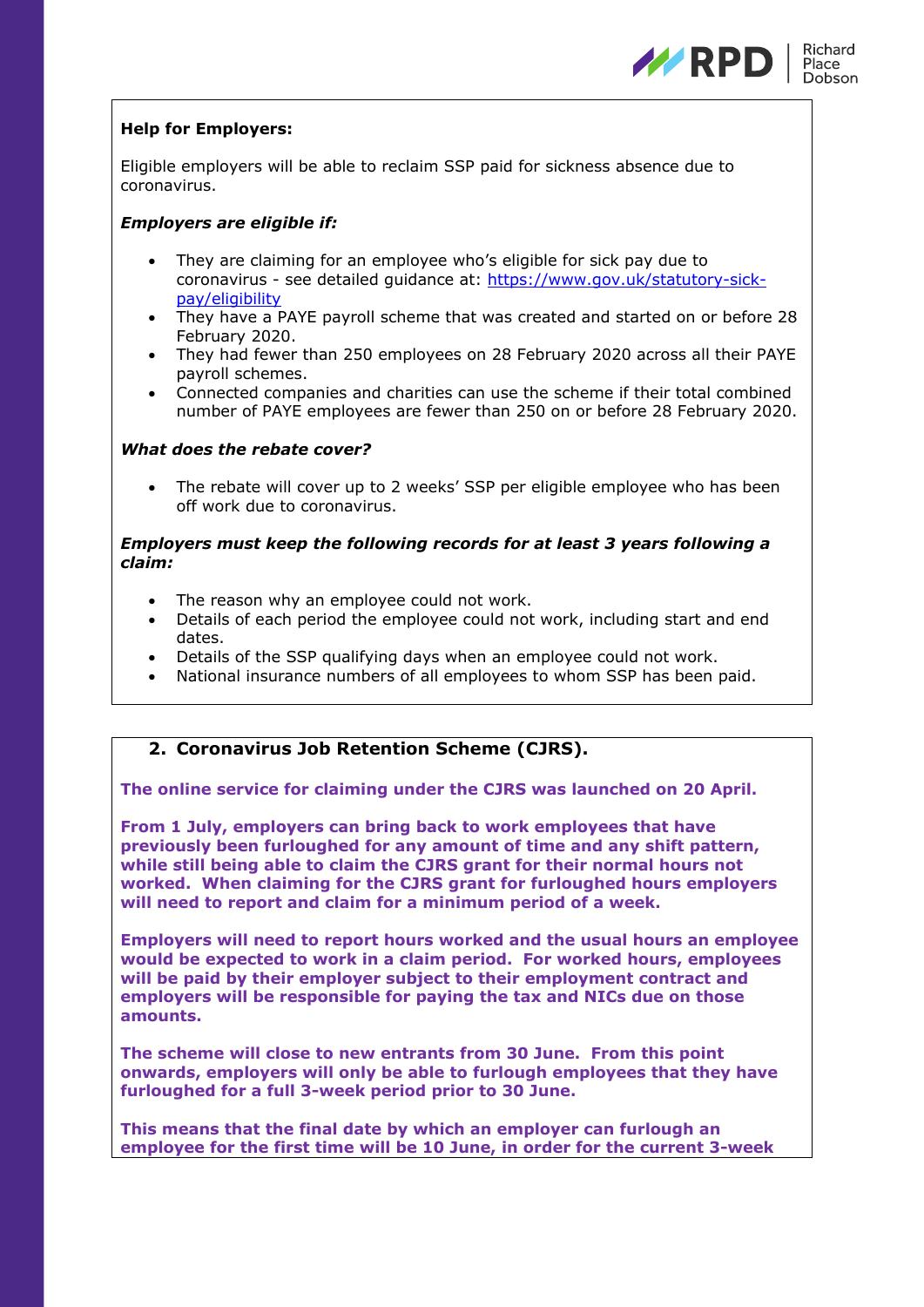**Help for Employers:**

Eligible employers will be able to reclaim SSP paid for sickness absence due to coronavirus.

***Employers are eligible if:***

- They are claiming for an employee who's eligible for sick pay due to coronavirus - see detailed guidance at: [https://www.gov.uk/statutory-sick-pay/eligibility](https://www.gov.uk/statutory-sick-pay/eligibility)
- They have a PAYE payroll scheme that was created and started on or before 28 February 2020.
- They had fewer than 250 employees on 28 February 2020 across all their PAYE payroll schemes.
- Connected companies and charities can use the scheme if their total combined number of PAYE employees are fewer than 250 on or before 28 February 2020.

***What does the rebate cover?***

- The rebate will cover up to 2 weeks' SSP per eligible employee who has been off work due to coronavirus.

***Employers must keep the following records for at least 3 years following a claim:***

- The reason why an employee could not work.
- Details of each period the employee could not work, including start and end dates.
- Details of the SSP qualifying days when an employee could not work.
- National insurance numbers of all employees to whom SSP has been paid.

## 2. Coronavirus Job Retention Scheme (CJRS).

**The online service for claiming under the CJRS was launched on 20 April.**

**From 1 July, employers can bring back to work employees that have previously been furloughed for any amount of time and any shift pattern, while still being able to claim the CJRS grant for their normal hours not worked. When claiming for the CJRS grant for furloughed hours employers will need to report and claim for a minimum period of a week.**

**Employers will need to report hours worked and the usual hours an employee would be expected to work in a claim period. For worked hours, employees will be paid by their employer subject to their employment contract and employers will be responsible for paying the tax and NICs due on those amounts.**

**The scheme will close to new entrants from 30 June. From this point onwards, employers will only be able to furlough employees that they have furloughed for a full 3-week period prior to 30 June.**

**This means that the final date by which an employer can furlough an employee for the first time will be 10 June, in order for the current 3-week**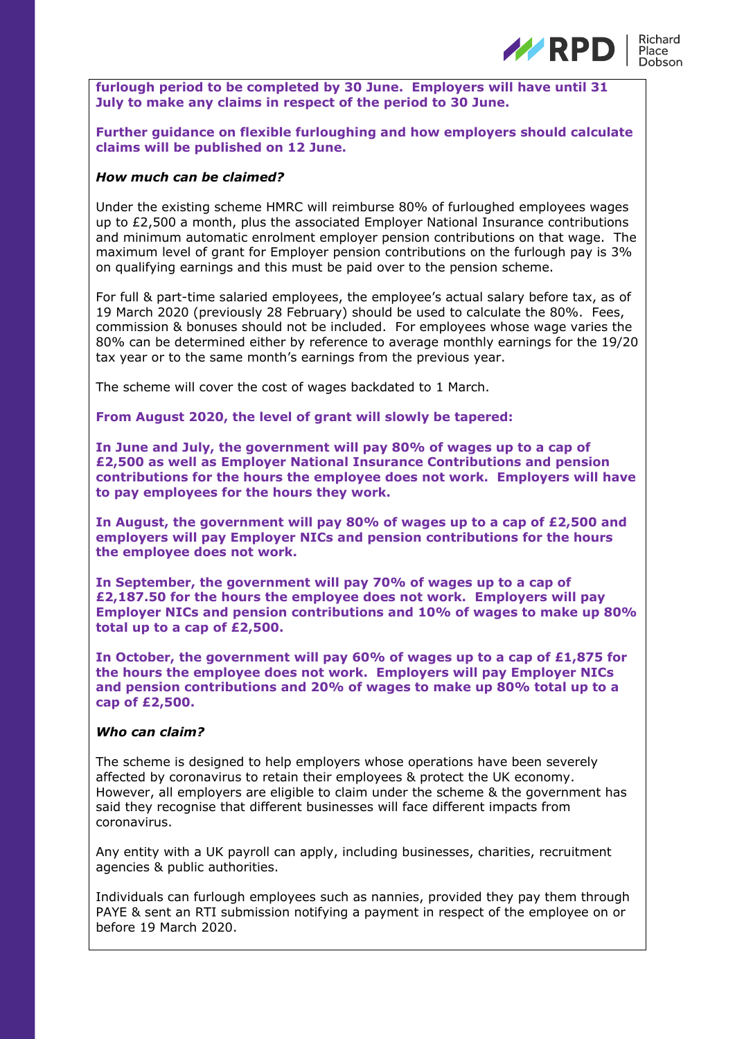**furlough period to be completed by 30 June. Employers will have until 31 July to make any claims in respect of the period to 30 June.**

**Further guidance on flexible furloughing and how employers should calculate claims will be published on 12 June.**

***How much can be claimed?***

Under the existing scheme HMRC will reimburse 80% of furloughed employees wages up to £2,500 a month, plus the associated Employer National Insurance contributions and minimum automatic enrolment employer pension contributions on that wage. The maximum level of grant for Employer pension contributions on the furlough pay is 3% on qualifying earnings and this must be paid over to the pension scheme.

For full & part-time salaried employees, the employee's actual salary before tax, as of 19 March 2020 (previously 28 February) should be used to calculate the 80%. Fees, commission & bonuses should not be included. For employees whose wage varies the 80% can be determined either by reference to average monthly earnings for the 19/20 tax year or to the same month's earnings from the previous year.

The scheme will cover the cost of wages backdated to 1 March.

**From August 2020, the level of grant will slowly be tapered:**

**In June and July, the government will pay 80% of wages up to a cap of £2,500 as well as Employer National Insurance Contributions and pension contributions for the hours the employee does not work. Employers will have to pay employees for the hours they work.**

**In August, the government will pay 80% of wages up to a cap of £2,500 and employers will pay Employer NICs and pension contributions for the hours the employee does not work.**

**In September, the government will pay 70% of wages up to a cap of £2,187.50 for the hours the employee does not work. Employers will pay Employer NICs and pension contributions and 10% of wages to make up 80% total up to a cap of £2,500.**

**In October, the government will pay 60% of wages up to a cap of £1,875 for the hours the employee does not work. Employers will pay Employer NICs and pension contributions and 20% of wages to make up 80% total up to a cap of £2,500.**

***Who can claim?***

The scheme is designed to help employers whose operations have been severely affected by coronavirus to retain their employees & protect the UK economy. However, all employers are eligible to claim under the scheme & the government has said they recognise that different businesses will face different impacts from coronavirus.

Any entity with a UK payroll can apply, including businesses, charities, recruitment agencies & public authorities.

Individuals can furlough employees such as nannies, provided they pay them through PAYE & sent an RTI submission notifying a payment in respect of the employee on or before 19 March 2020.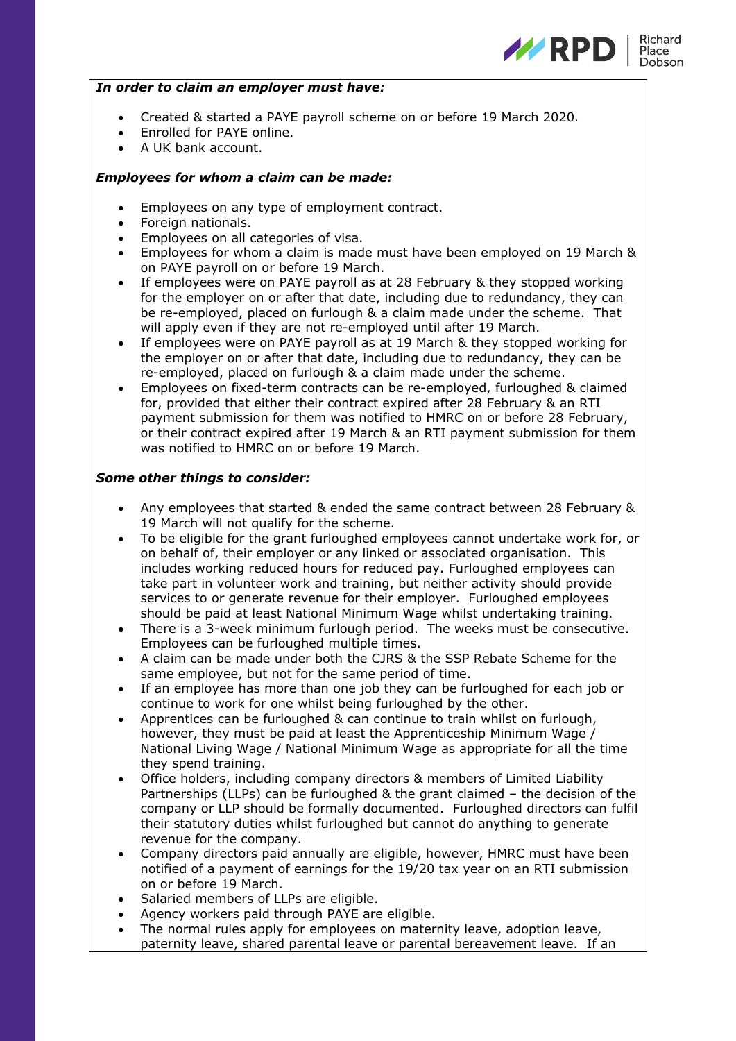***In order to claim an employer must have:***

- Created & started a PAYE payroll scheme on or before 19 March 2020.
- Enrolled for PAYE online.
- A UK bank account.

***Employees for whom a claim can be made:***

- Employees on any type of employment contract.
- Foreign nationals.
- Employees on all categories of visa.
- Employees for whom a claim is made must have been employed on 19 March & on PAYE payroll on or before 19 March.
- If employees were on PAYE payroll as at 28 February & they stopped working for the employer on or after that date, including due to redundancy, they can be re-employed, placed on furlough & a claim made under the scheme. That will apply even if they are not re-employed until after 19 March.
- If employees were on PAYE payroll as at 19 March & they stopped working for the employer on or after that date, including due to redundancy, they can be re-employed, placed on furlough & a claim made under the scheme.
- Employees on fixed-term contracts can be re-employed, furloughed & claimed for, provided that either their contract expired after 28 February & an RTI payment submission for them was notified to HMRC on or before 28 February, or their contract expired after 19 March & an RTI payment submission for them was notified to HMRC on or before 19 March.

***Some other things to consider:***

- Any employees that started & ended the same contract between 28 February & 19 March will not qualify for the scheme.
- To be eligible for the grant furloughed employees cannot undertake work for, or on behalf of, their employer or any linked or associated organisation. This includes working reduced hours for reduced pay. Furloughed employees can take part in volunteer work and training, but neither activity should provide services to or generate revenue for their employer. Furloughed employees should be paid at least National Minimum Wage whilst undertaking training.
- There is a 3-week minimum furlough period. The weeks must be consecutive. Employees can be furloughed multiple times.
- A claim can be made under both the CJRS & the SSP Rebate Scheme for the same employee, but not for the same period of time.
- If an employee has more than one job they can be furloughed for each job or continue to work for one whilst being furloughed by the other.
- Apprentices can be furloughed & can continue to train whilst on furlough, however, they must be paid at least the Apprenticeship Minimum Wage / National Living Wage / National Minimum Wage as appropriate for all the time they spend training.
- Office holders, including company directors & members of Limited Liability Partnerships (LLPs) can be furloughed & the grant claimed – the decision of the company or LLP should be formally documented. Furloughed directors can fulfil their statutory duties whilst furloughed but cannot do anything to generate revenue for the company.
- Company directors paid annually are eligible, however, HMRC must have been notified of a payment of earnings for the 19/20 tax year on an RTI submission on or before 19 March.
- Salaried members of LLPs are eligible.
- Agency workers paid through PAYE are eligible.
- The normal rules apply for employees on maternity leave, adoption leave, paternity leave, shared parental leave or parental bereavement leave. If an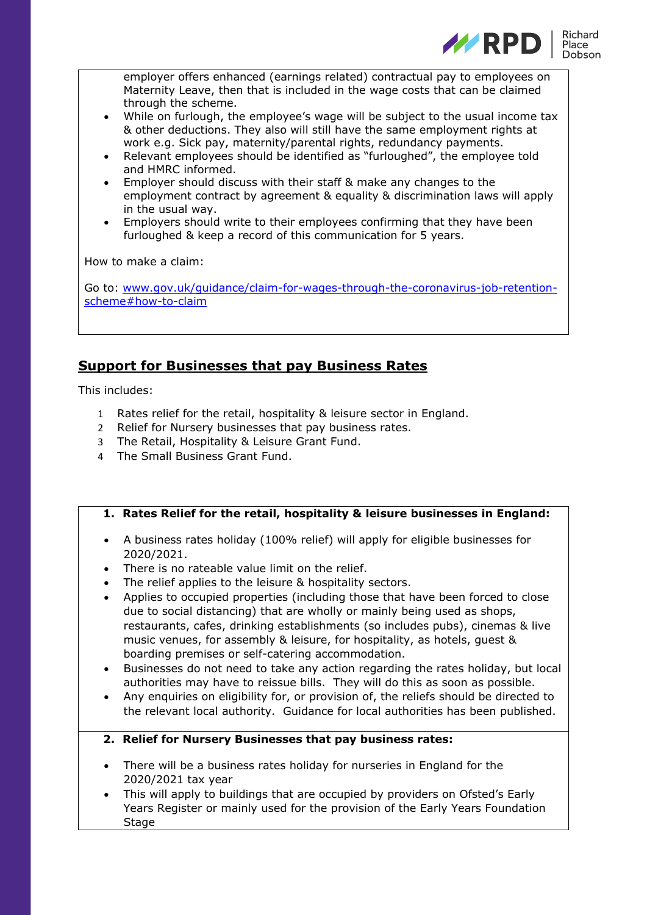employer offers enhanced (earnings related) contractual pay to employees on Maternity Leave, then that is included in the wage costs that can be claimed through the scheme.

- While on furlough, the employee's wage will be subject to the usual income tax & other deductions. They also will still have the same employment rights at work e.g. Sick pay, maternity/parental rights, redundancy payments.
- Relevant employees should be identified as "furloughed", the employee told and HMRC informed.
- Employer should discuss with their staff & make any changes to the employment contract by agreement & equality & discrimination laws will apply in the usual way.
- Employers should write to their employees confirming that they have been furloughed & keep a record of this communication for 5 years.

How to make a claim:

Go to: [www.gov.uk/guidance/claim-for-wages-through-the-coronavirus-job-retention-scheme#how-to-claim](www.gov.uk/guidance/claim-for-wages-through-the-coronavirus-job-retention-scheme#how-to-claim)

## Support for Businesses that pay Business Rates

This includes:

1. Rates relief for the retail, hospitality & leisure sector in England.
2. Relief for Nursery businesses that pay business rates.
3. The Retail, Hospitality & Leisure Grant Fund.
4. The Small Business Grant Fund.

### 1. Rates Relief for the retail, hospitality & leisure businesses in England:

- A business rates holiday (100% relief) will apply for eligible businesses for 2020/2021.
- There is no rateable value limit on the relief.
- The relief applies to the leisure & hospitality sectors.
- Applies to occupied properties (including those that have been forced to close due to social distancing) that are wholly or mainly being used as shops, restaurants, cafes, drinking establishments (so includes pubs), cinemas & live music venues, for assembly & leisure, for hospitality, as hotels, guest & boarding premises or self-catering accommodation.
- Businesses do not need to take any action regarding the rates holiday, but local authorities may have to reissue bills. They will do this as soon as possible.
- Any enquiries on eligibility for, or provision of, the reliefs should be directed to the relevant local authority. Guidance for local authorities has been published.

### 2. Relief for Nursery Businesses that pay business rates:

- There will be a business rates holiday for nurseries in England for the 2020/2021 tax year
- This will apply to buildings that are occupied by providers on Ofsted's Early Years Register or mainly used for the provision of the Early Years Foundation Stage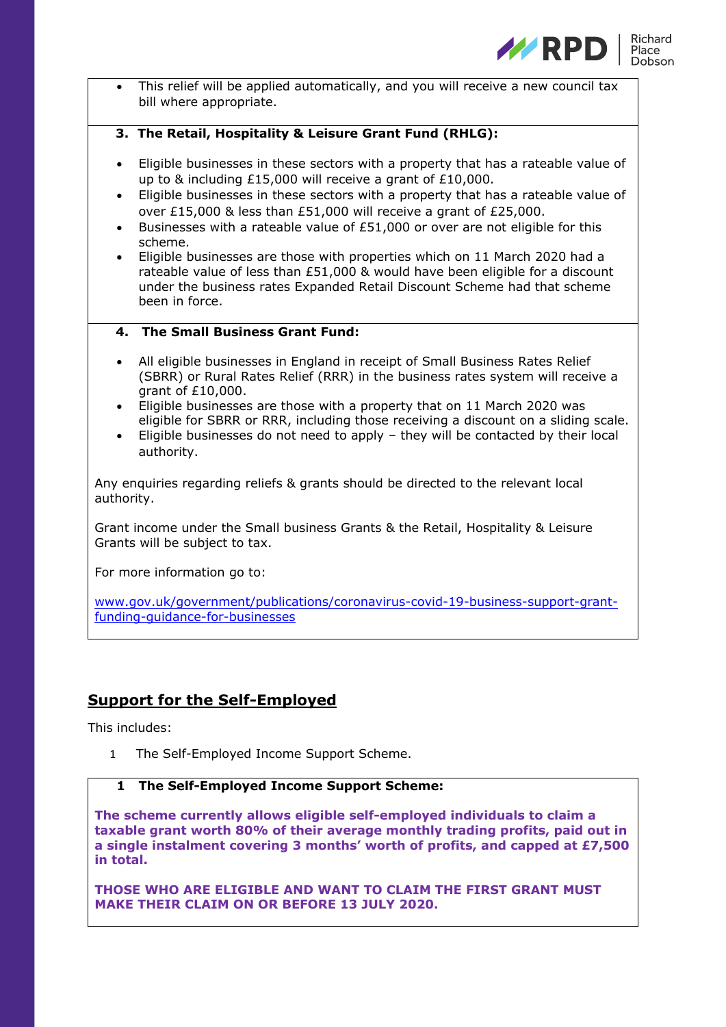- This relief will be applied automatically, and you will receive a new council tax bill where appropriate.

### 3. The Retail, Hospitality & Leisure Grant Fund (RHLG):

- Eligible businesses in these sectors with a property that has a rateable value of up to & including £15,000 will receive a grant of £10,000.
- Eligible businesses in these sectors with a property that has a rateable value of over £15,000 & less than £51,000 will receive a grant of £25,000.
- Businesses with a rateable value of £51,000 or over are not eligible for this scheme.
- Eligible businesses are those with properties which on 11 March 2020 had a rateable value of less than £51,000 & would have been eligible for a discount under the business rates Expanded Retail Discount Scheme had that scheme been in force.

### 4. The Small Business Grant Fund:

- All eligible businesses in England in receipt of Small Business Rates Relief (SBRR) or Rural Rates Relief (RRR) in the business rates system will receive a grant of £10,000.
- Eligible businesses are those with a property that on 11 March 2020 was eligible for SBRR or RRR, including those receiving a discount on a sliding scale.
- Eligible businesses do not need to apply – they will be contacted by their local authority.

Any enquiries regarding reliefs & grants should be directed to the relevant local authority.

Grant income under the Small business Grants & the Retail, Hospitality & Leisure Grants will be subject to tax.

For more information go to:

www.gov.uk/government/publications/coronavirus-covid-19-business-support-grant-funding-guidance-for-businesses

## Support for the Self-Employed

This includes:

1. The Self-Employed Income Support Scheme.

### 1 The Self-Employed Income Support Scheme:

**The scheme currently allows eligible self-employed individuals to claim a taxable grant worth 80% of their average monthly trading profits, paid out in a single instalment covering 3 months' worth of profits, and capped at £7,500 in total.**

**THOSE WHO ARE ELIGIBLE AND WANT TO CLAIM THE FIRST GRANT MUST MAKE THEIR CLAIM ON OR BEFORE 13 JULY 2020.**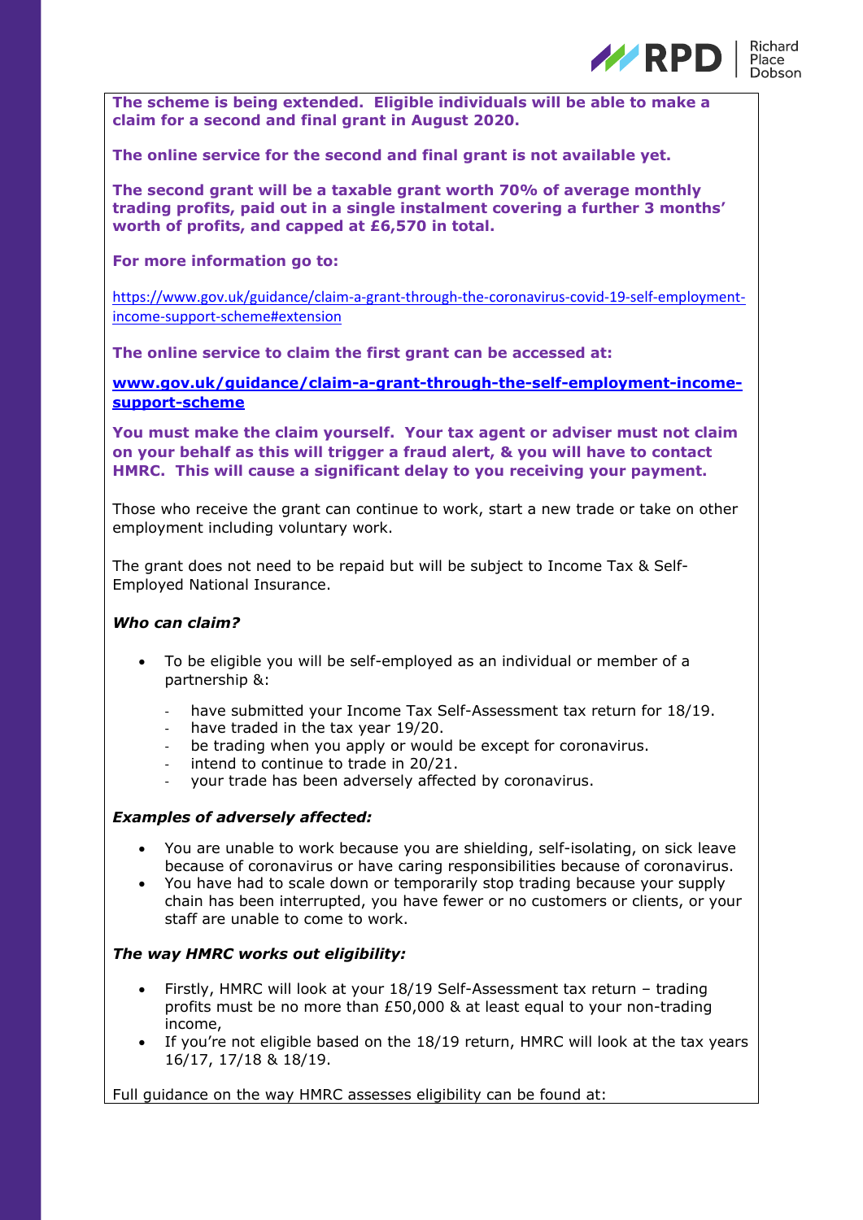**The scheme is being extended. Eligible individuals will be able to make a claim for a second and final grant in August 2020.**

**The online service for the second and final grant is not available yet.**

**The second grant will be a taxable grant worth 70% of average monthly trading profits, paid out in a single instalment covering a further 3 months' worth of profits, and capped at £6,570 in total.**

**For more information go to:**

https://www.gov.uk/guidance/claim-a-grant-through-the-coronavirus-covid-19-self-employment-income-support-scheme#extension

**The online service to claim the first grant can be accessed at:**

**www.gov.uk/guidance/claim-a-grant-through-the-self-employment-income-support-scheme**

**You must make the claim yourself. Your tax agent or adviser must not claim on your behalf as this will trigger a fraud alert, & you will have to contact HMRC. This will cause a significant delay to you receiving your payment.**

Those who receive the grant can continue to work, start a new trade or take on other employment including voluntary work.

The grant does not need to be repaid but will be subject to Income Tax & Self-Employed National Insurance.

***Who can claim?***

- To be eligible you will be self-employed as an individual or member of a partnership &:
  - have submitted your Income Tax Self-Assessment tax return for 18/19.
  - have traded in the tax year 19/20.
  - be trading when you apply or would be except for coronavirus.
  - intend to continue to trade in 20/21.
  - your trade has been adversely affected by coronavirus.

***Examples of adversely affected:***

- You are unable to work because you are shielding, self-isolating, on sick leave because of coronavirus or have caring responsibilities because of coronavirus.
- You have had to scale down or temporarily stop trading because your supply chain has been interrupted, you have fewer or no customers or clients, or your staff are unable to come to work.

***The way HMRC works out eligibility:***

- Firstly, HMRC will look at your 18/19 Self-Assessment tax return – trading profits must be no more than £50,000 & at least equal to your non-trading income,
- If you're not eligible based on the 18/19 return, HMRC will look at the tax years 16/17, 17/18 & 18/19.

Full guidance on the way HMRC assesses eligibility can be found at: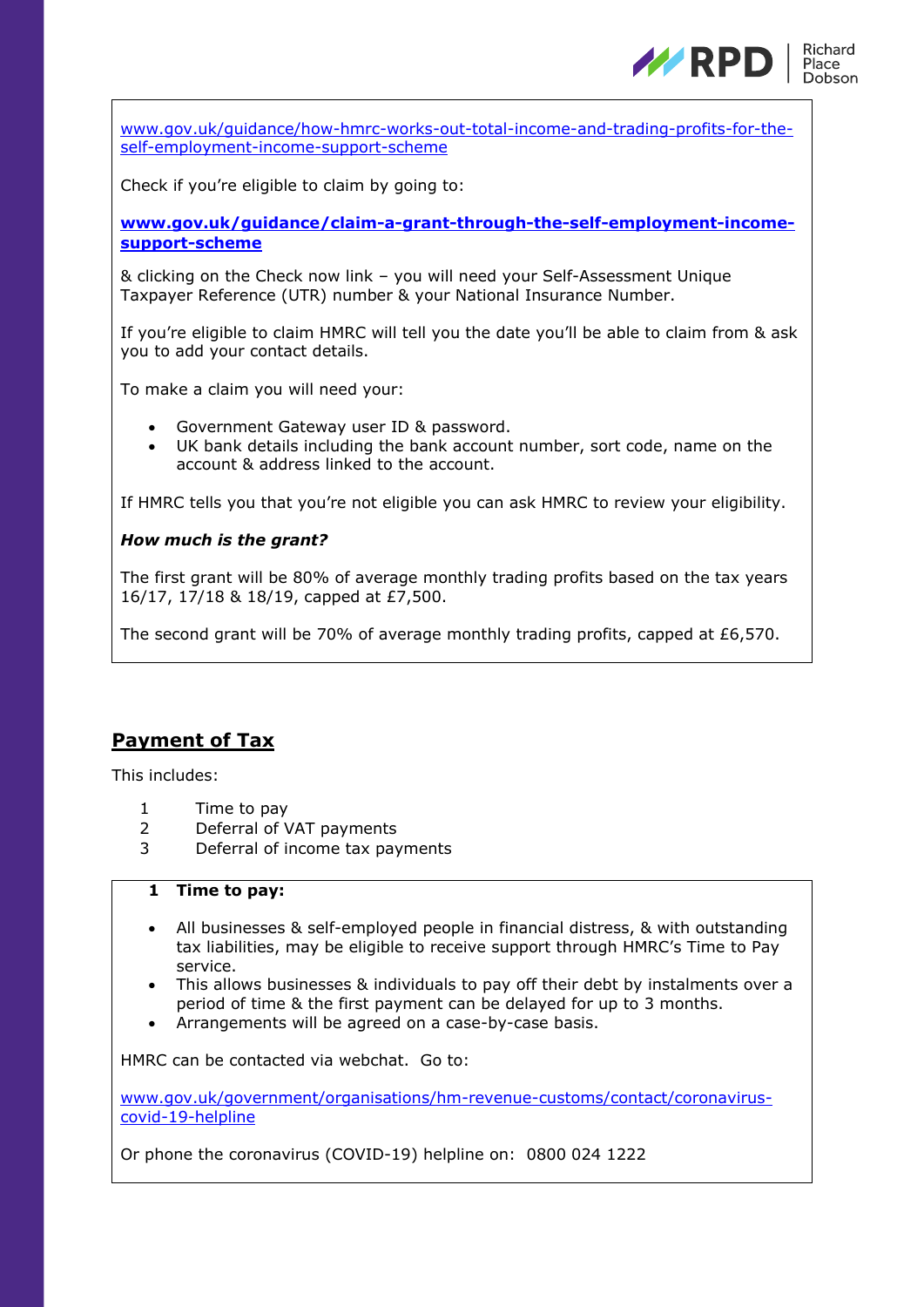www.gov.uk/guidance/how-hmrc-works-out-total-income-and-trading-profits-for-the-self-employment-income-support-scheme

Check if you're eligible to claim by going to:

**www.gov.uk/guidance/claim-a-grant-through-the-self-employment-income-support-scheme**

& clicking on the Check now link – you will need your Self-Assessment Unique Taxpayer Reference (UTR) number & your National Insurance Number.

If you're eligible to claim HMRC will tell you the date you'll be able to claim from & ask you to add your contact details.

To make a claim you will need your:

- Government Gateway user ID & password.
- UK bank details including the bank account number, sort code, name on the account & address linked to the account.

If HMRC tells you that you're not eligible you can ask HMRC to review your eligibility.

***How much is the grant?***

The first grant will be 80% of average monthly trading profits based on the tax years 16/17, 17/18 & 18/19, capped at £7,500.

The second grant will be 70% of average monthly trading profits, capped at £6,570.

## Payment of Tax

This includes:

1. Time to pay
2. Deferral of VAT payments
3. Deferral of income tax payments

### 1 Time to pay:

- All businesses & self-employed people in financial distress, & with outstanding tax liabilities, may be eligible to receive support through HMRC's Time to Pay service.
- This allows businesses & individuals to pay off their debt by instalments over a period of time & the first payment can be delayed for up to 3 months.
- Arrangements will be agreed on a case-by-case basis.

HMRC can be contacted via webchat. Go to:

www.gov.uk/government/organisations/hm-revenue-customs/contact/coronavirus-covid-19-helpline

Or phone the coronavirus (COVID-19) helpline on: 0800 024 1222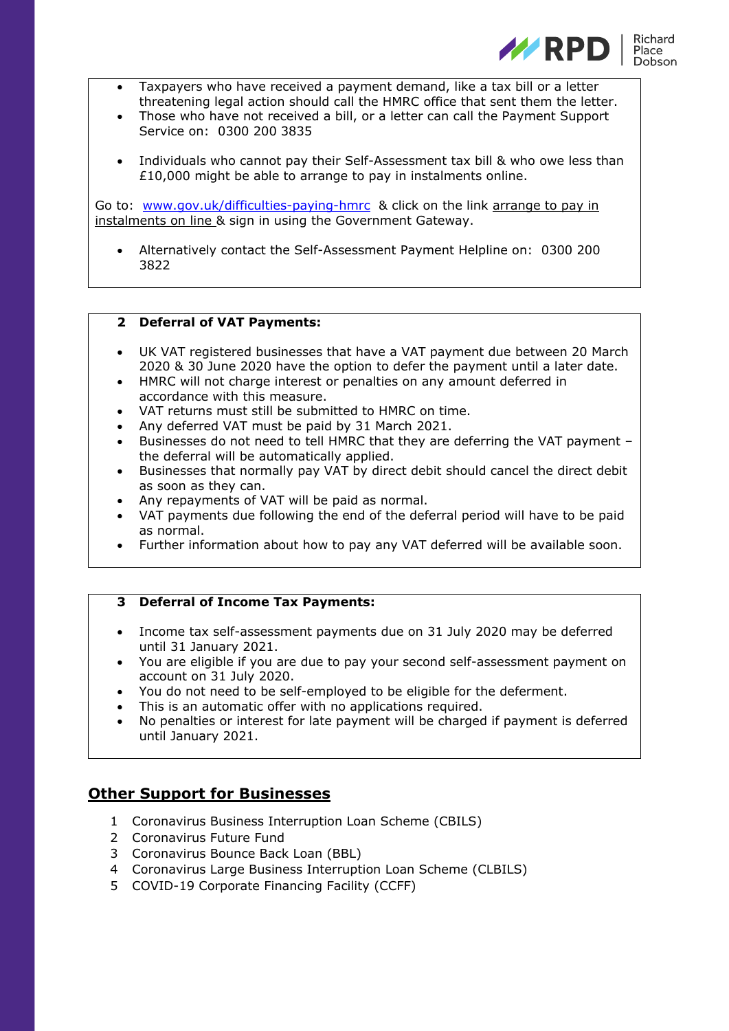- Taxpayers who have received a payment demand, like a tax bill or a letter threatening legal action should call the HMRC office that sent them the letter.
- Those who have not received a bill, or a letter can call the Payment Support Service on: 0300 200 3835

- Individuals who cannot pay their Self-Assessment tax bill & who owe less than £10,000 might be able to arrange to pay in instalments online.

Go to: www.gov.uk/difficulties-paying-hmrc & click on the link arrange to pay in instalments on line & sign in using the Government Gateway.

- Alternatively contact the Self-Assessment Payment Helpline on: 0300 200 3822

**2 Deferral of VAT Payments:**

- UK VAT registered businesses that have a VAT payment due between 20 March 2020 & 30 June 2020 have the option to defer the payment until a later date.
- HMRC will not charge interest or penalties on any amount deferred in accordance with this measure.
- VAT returns must still be submitted to HMRC on time.
- Any deferred VAT must be paid by 31 March 2021.
- Businesses do not need to tell HMRC that they are deferring the VAT payment – the deferral will be automatically applied.
- Businesses that normally pay VAT by direct debit should cancel the direct debit as soon as they can.
- Any repayments of VAT will be paid as normal.
- VAT payments due following the end of the deferral period will have to be paid as normal.
- Further information about how to pay any VAT deferred will be available soon.

**3 Deferral of Income Tax Payments:**

- Income tax self-assessment payments due on 31 July 2020 may be deferred until 31 January 2021.
- You are eligible if you are due to pay your second self-assessment payment on account on 31 July 2020.
- You do not need to be self-employed to be eligible for the deferment.
- This is an automatic offer with no applications required.
- No penalties or interest for late payment will be charged if payment is deferred until January 2021.

## Other Support for Businesses

1. Coronavirus Business Interruption Loan Scheme (CBILS)
2. Coronavirus Future Fund
3. Coronavirus Bounce Back Loan (BBL)
4. Coronavirus Large Business Interruption Loan Scheme (CLBILS)
5. COVID-19 Corporate Financing Facility (CCFF)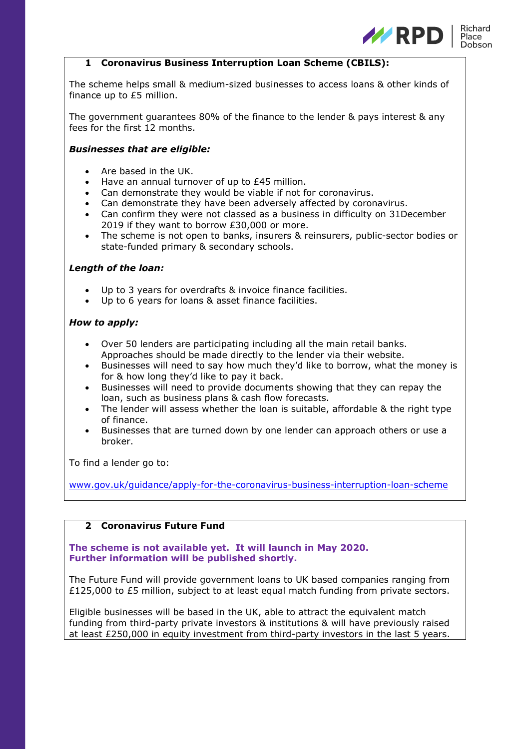## 1 Coronavirus Business Interruption Loan Scheme (CBILS):

The scheme helps small & medium-sized businesses to access loans & other kinds of finance up to £5 million.

The government guarantees 80% of the finance to the lender & pays interest & any fees for the first 12 months.

***Businesses that are eligible:***

- Are based in the UK.
- Have an annual turnover of up to £45 million.
- Can demonstrate they would be viable if not for coronavirus.
- Can demonstrate they have been adversely affected by coronavirus.
- Can confirm they were not classed as a business in difficulty on 31December 2019 if they want to borrow £30,000 or more.
- The scheme is not open to banks, insurers & reinsurers, public-sector bodies or state-funded primary & secondary schools.

***Length of the loan:***

- Up to 3 years for overdrafts & invoice finance facilities.
- Up to 6 years for loans & asset finance facilities.

***How to apply:***

- Over 50 lenders are participating including all the main retail banks. Approaches should be made directly to the lender via their website.
- Businesses will need to say how much they'd like to borrow, what the money is for & how long they'd like to pay it back.
- Businesses will need to provide documents showing that they can repay the loan, such as business plans & cash flow forecasts.
- The lender will assess whether the loan is suitable, affordable & the right type of finance.
- Businesses that are turned down by one lender can approach others or use a broker.

To find a lender go to:

www.gov.uk/guidance/apply-for-the-coronavirus-business-interruption-loan-scheme

## 2 Coronavirus Future Fund

**The scheme is not available yet. It will launch in May 2020. Further information will be published shortly.**

The Future Fund will provide government loans to UK based companies ranging from £125,000 to £5 million, subject to at least equal match funding from private sectors.

Eligible businesses will be based in the UK, able to attract the equivalent match funding from third-party private investors & institutions & will have previously raised at least £250,000 in equity investment from third-party investors in the last 5 years.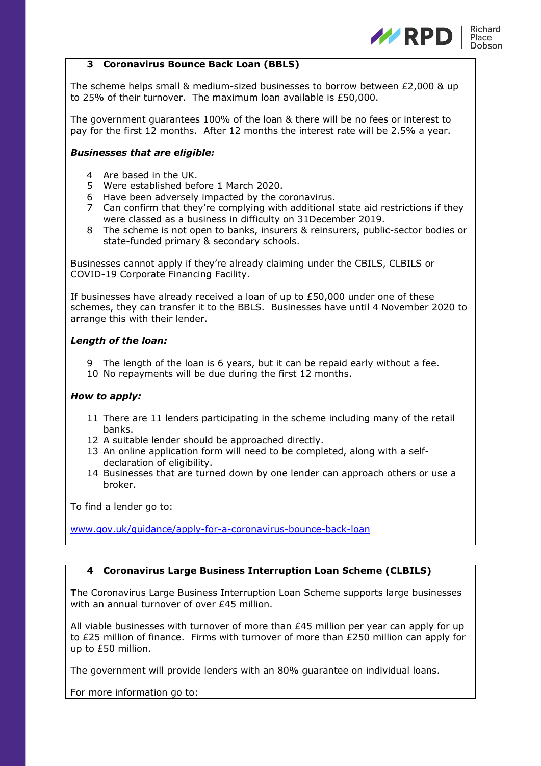## 3 Coronavirus Bounce Back Loan (BBLS)

The scheme helps small & medium-sized businesses to borrow between £2,000 & up to 25% of their turnover. The maximum loan available is £50,000.

The government guarantees 100% of the loan & there will be no fees or interest to pay for the first 12 months. After 12 months the interest rate will be 2.5% a year.

***Businesses that are eligible:***

4. Are based in the UK.
5. Were established before 1 March 2020.
6. Have been adversely impacted by the coronavirus.
7. Can confirm that they're complying with additional state aid restrictions if they were classed as a business in difficulty on 31December 2019.
8. The scheme is not open to banks, insurers & reinsurers, public-sector bodies or state-funded primary & secondary schools.

Businesses cannot apply if they're already claiming under the CBILS, CLBILS or COVID-19 Corporate Financing Facility.

If businesses have already received a loan of up to £50,000 under one of these schemes, they can transfer it to the BBLS. Businesses have until 4 November 2020 to arrange this with their lender.

***Length of the loan:***

9. The length of the loan is 6 years, but it can be repaid early without a fee.
10. No repayments will be due during the first 12 months.

***How to apply:***

11. There are 11 lenders participating in the scheme including many of the retail banks.
12. A suitable lender should be approached directly.
13. An online application form will need to be completed, along with a self-declaration of eligibility.
14. Businesses that are turned down by one lender can approach others or use a broker.

To find a lender go to:

[www.gov.uk/guidance/apply-for-a-coronavirus-bounce-back-loan](www.gov.uk/guidance/apply-for-a-coronavirus-bounce-back-loan)

## 4 Coronavirus Large Business Interruption Loan Scheme (CLBILS)

**T**he Coronavirus Large Business Interruption Loan Scheme supports large businesses with an annual turnover of over £45 million.

All viable businesses with turnover of more than £45 million per year can apply for up to £25 million of finance. Firms with turnover of more than £250 million can apply for up to £50 million.

The government will provide lenders with an 80% guarantee on individual loans.

For more information go to: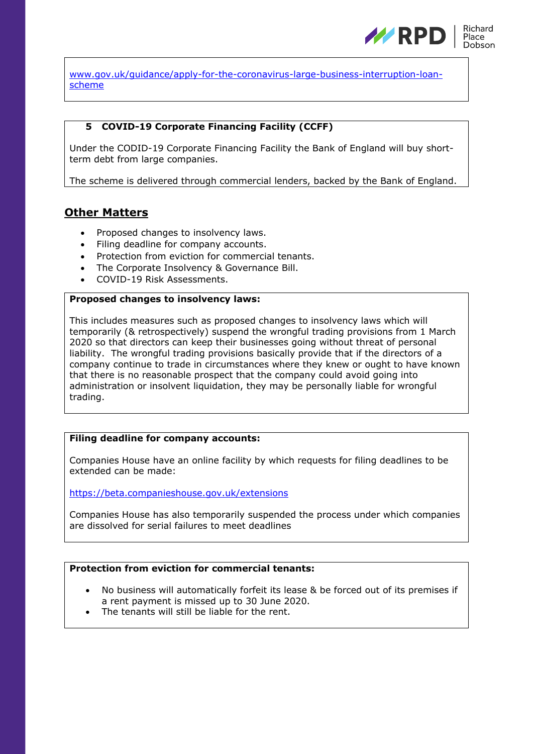www.gov.uk/guidance/apply-for-the-coronavirus-large-business-interruption-loan-scheme

**5 COVID-19 Corporate Financing Facility (CCFF)**

Under the CODID-19 Corporate Financing Facility the Bank of England will buy short-term debt from large companies.

The scheme is delivered through commercial lenders, backed by the Bank of England.

## Other Matters

- Proposed changes to insolvency laws.
- Filing deadline for company accounts.
- Protection from eviction for commercial tenants.
- The Corporate Insolvency & Governance Bill.
- COVID-19 Risk Assessments.

**Proposed changes to insolvency laws:**

This includes measures such as proposed changes to insolvency laws which will temporarily (& retrospectively) suspend the wrongful trading provisions from 1 March 2020 so that directors can keep their businesses going without threat of personal liability. The wrongful trading provisions basically provide that if the directors of a company continue to trade in circumstances where they knew or ought to have known that there is no reasonable prospect that the company could avoid going into administration or insolvent liquidation, they may be personally liable for wrongful trading.

**Filing deadline for company accounts:**

Companies House have an online facility by which requests for filing deadlines to be extended can be made:

https://beta.companieshouse.gov.uk/extensions

Companies House has also temporarily suspended the process under which companies are dissolved for serial failures to meet deadlines

**Protection from eviction for commercial tenants:**

- No business will automatically forfeit its lease & be forced out of its premises if a rent payment is missed up to 30 June 2020.
- The tenants will still be liable for the rent.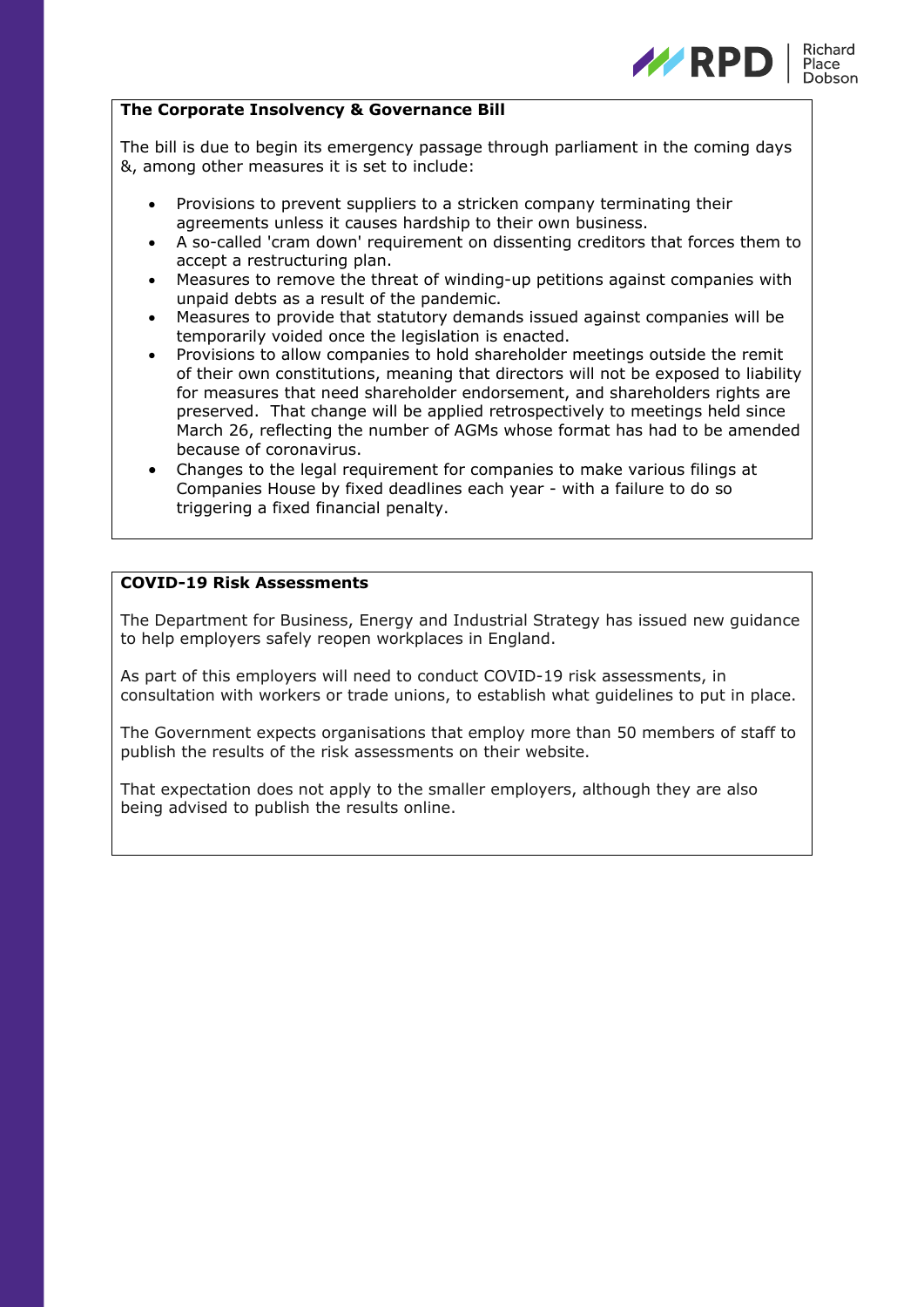**The Corporate Insolvency & Governance Bill**

The bill is due to begin its emergency passage through parliament in the coming days &, among other measures it is set to include:

- Provisions to prevent suppliers to a stricken company terminating their agreements unless it causes hardship to their own business.
- A so-called 'cram down' requirement on dissenting creditors that forces them to accept a restructuring plan.
- Measures to remove the threat of winding-up petitions against companies with unpaid debts as a result of the pandemic.
- Measures to provide that statutory demands issued against companies will be temporarily voided once the legislation is enacted.
- Provisions to allow companies to hold shareholder meetings outside the remit of their own constitutions, meaning that directors will not be exposed to liability for measures that need shareholder endorsement, and shareholders rights are preserved. That change will be applied retrospectively to meetings held since March 26, reflecting the number of AGMs whose format has had to be amended because of coronavirus.
- Changes to the legal requirement for companies to make various filings at Companies House by fixed deadlines each year - with a failure to do so triggering a fixed financial penalty.

**COVID-19 Risk Assessments**

The Department for Business, Energy and Industrial Strategy has issued new guidance to help employers safely reopen workplaces in England.

As part of this employers will need to conduct COVID-19 risk assessments, in consultation with workers or trade unions, to establish what guidelines to put in place.

The Government expects organisations that employ more than 50 members of staff to publish the results of the risk assessments on their website.

That expectation does not apply to the smaller employers, although they are also being advised to publish the results online.